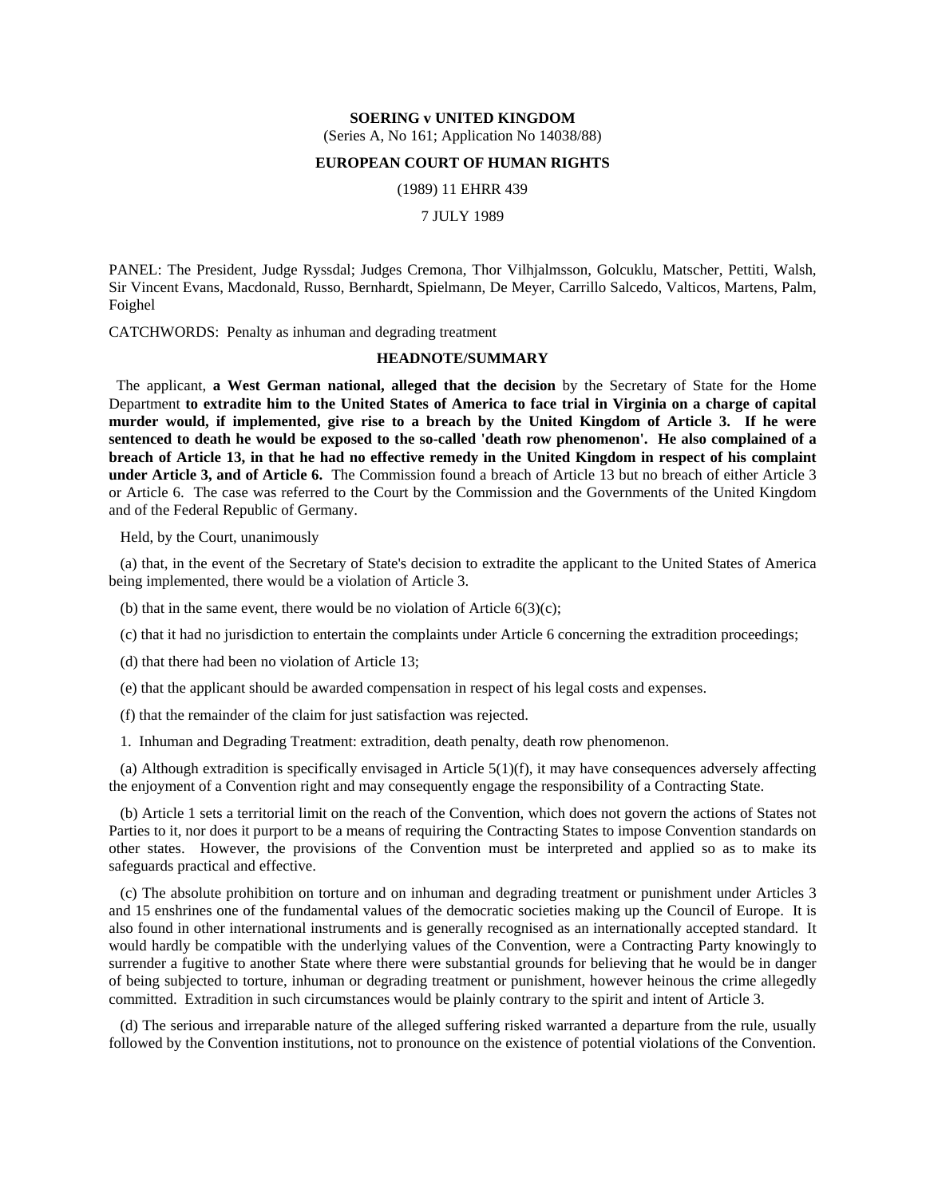**SOERING v UNITED KINGDOM**

(Series A, No 161; Application No 14038/88)

**EUROPEAN COURT OF HUMAN RIGHTS**

(1989) 11 EHRR 439

7 JULY 1989

PANEL: The President, Judge Ryssdal; Judges Cremona, Thor Vilhjalmsson, Golcuklu, Matscher, Pettiti, Walsh, Sir Vincent Evans, Macdonald, Russo, Bernhardt, Spielmann, De Meyer, Carrillo Salcedo, Valticos, Martens, Palm, Foighel

CATCHWORDS: Penalty as inhuman and degrading treatment

**HEADNOTE/SUMMARY**

The applicant, **a West German national, alleged that the decision** by the Secretary of State for the Home Department **to extradite him to the United States of America to face trial in Virginia on a charge of capital murder would, if implemented, give rise to a breach by the United Kingdom of Article 3. If he were sentenced to death he would be exposed to the so-called 'death row phenomenon'. He also complained of a breach of Article 13, in that he had no effective remedy in the United Kingdom in respect of his complaint under Article 3, and of Article 6.** The Commission found a breach of Article 13 but no breach of either Article 3 or Article 6. The case was referred to the Court by the Commission and the Governments of the United Kingdom and of the Federal Republic of Germany.

Held, by the Court, unanimously

(a) that, in the event of the Secretary of State's decision to extradite the applicant to the United States of America being implemented, there would be a violation of Article 3.

(b) that in the same event, there would be no violation of Article 6(3)(c);

(c) that it had no jurisdiction to entertain the complaints under Article 6 concerning the extradition proceedings;

(d) that there had been no violation of Article 13;

(e) that the applicant should be awarded compensation in respect of his legal costs and expenses.

(f) that the remainder of the claim for just satisfaction was rejected.

1. Inhuman and Degrading Treatment: extradition, death penalty, death row phenomenon.

(a) Although extradition is specifically envisaged in Article 5(1)(f), it may have consequences adversely affecting the enjoyment of a Convention right and may consequently engage the responsibility of a Contracting State.

(b) Article 1 sets a territorial limit on the reach of the Convention, which does not govern the actions of States not Parties to it, nor does it purport to be a means of requiring the Contracting States to impose Convention standards on other states. However, the provisions of the Convention must be interpreted and applied so as to make its safeguards practical and effective.

(c) The absolute prohibition on torture and on inhuman and degrading treatment or punishment under Articles 3 and 15 enshrines one of the fundamental values of the democratic societies making up the Council of Europe. It is also found in other international instruments and is generally recognised as an internationally accepted standard. It would hardly be compatible with the underlying values of the Convention, were a Contracting Party knowingly to surrender a fugitive to another State where there were substantial grounds for believing that he would be in danger of being subjected to torture, inhuman or degrading treatment or punishment, however heinous the crime allegedly committed. Extradition in such circumstances would be plainly contrary to the spirit and intent of Article 3.

(d) The serious and irreparable nature of the alleged suffering risked warranted a departure from the rule, usually followed by the Convention institutions, not to pronounce on the existence of potential violations of the Convention.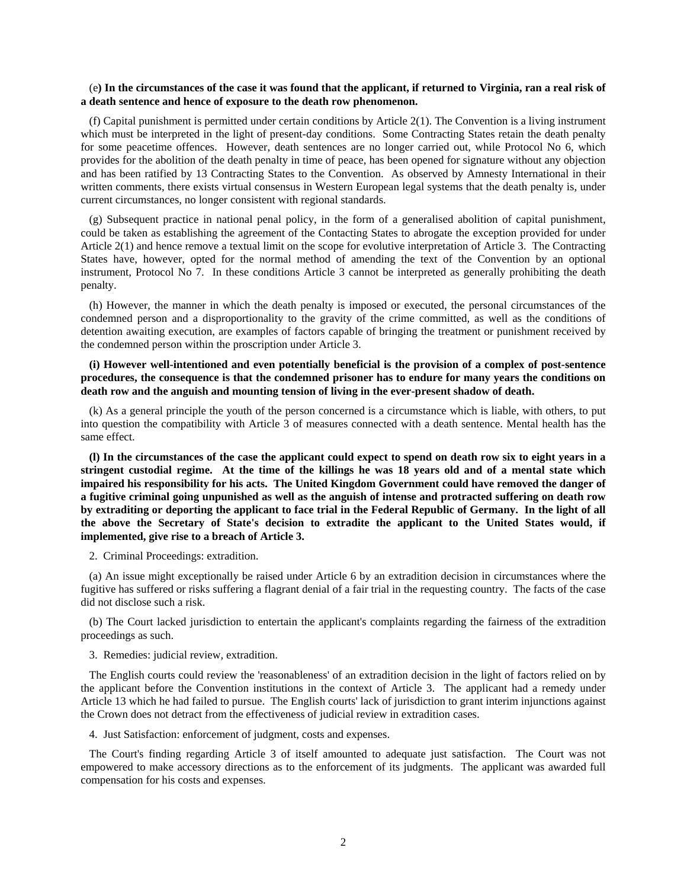(e**) In the circumstances of the case it was found that the applicant, if returned to Virginia, ran a real risk of a death sentence and hence of exposure to the death row phenomenon.**

(f) Capital punishment is permitted under certain conditions by Article 2(1). The Convention is a living instrument which must be interpreted in the light of present-day conditions. Some Contracting States retain the death penalty for some peacetime offences. However, death sentences are no longer carried out, while Protocol No 6, which provides for the abolition of the death penalty in time of peace, has been opened for signature without any objection and has been ratified by 13 Contracting States to the Convention. As observed by Amnesty International in their written comments, there exists virtual consensus in Western European legal systems that the death penalty is, under current circumstances, no longer consistent with regional standards.

(g) Subsequent practice in national penal policy, in the form of a generalised abolition of capital punishment, could be taken as establishing the agreement of the Contacting States to abrogate the exception provided for under Article 2(1) and hence remove a textual limit on the scope for evolutive interpretation of Article 3. The Contracting States have, however, opted for the normal method of amending the text of the Convention by an optional instrument, Protocol No 7. In these conditions Article 3 cannot be interpreted as generally prohibiting the death penalty.

(h) However, the manner in which the death penalty is imposed or executed, the personal circumstances of the condemned person and a disproportionality to the gravity of the crime committed, as well as the conditions of detention awaiting execution, are examples of factors capable of bringing the treatment or punishment received by the condemned person within the proscription under Article 3.

**(i) However well-intentioned and even potentially beneficial is the provision of a complex of post-sentence procedures, the consequence is that the condemned prisoner has to endure for many years the conditions on death row and the anguish and mounting tension of living in the ever-present shadow of death.**

(k) As a general principle the youth of the person concerned is a circumstance which is liable, with others, to put into question the compatibility with Article 3 of measures connected with a death sentence. Mental health has the same effect.

**(l) In the circumstances of the case the applicant could expect to spend on death row six to eight years in a stringent custodial regime. At the time of the killings he was 18 years old and of a mental state which impaired his responsibility for his acts. The United Kingdom Government could have removed the danger of a fugitive criminal going unpunished as well as the anguish of intense and protracted suffering on death row by extraditing or deporting the applicant to face trial in the Federal Republic of Germany. In the light of all the above the Secretary of State's decision to extradite the applicant to the United States would, if implemented, give rise to a breach of Article 3.**

2. Criminal Proceedings: extradition.

(a) An issue might exceptionally be raised under Article 6 by an extradition decision in circumstances where the fugitive has suffered or risks suffering a flagrant denial of a fair trial in the requesting country. The facts of the case did not disclose such a risk.

(b) The Court lacked jurisdiction to entertain the applicant's complaints regarding the fairness of the extradition proceedings as such.

3. Remedies: judicial review, extradition.

The English courts could review the 'reasonableness' of an extradition decision in the light of factors relied on by the applicant before the Convention institutions in the context of Article 3. The applicant had a remedy under Article 13 which he had failed to pursue. The English courts' lack of jurisdiction to grant interim injunctions against the Crown does not detract from the effectiveness of judicial review in extradition cases.

4. Just Satisfaction: enforcement of judgment, costs and expenses.

The Court's finding regarding Article 3 of itself amounted to adequate just satisfaction. The Court was not empowered to make accessory directions as to the enforcement of its judgments. The applicant was awarded full compensation for his costs and expenses.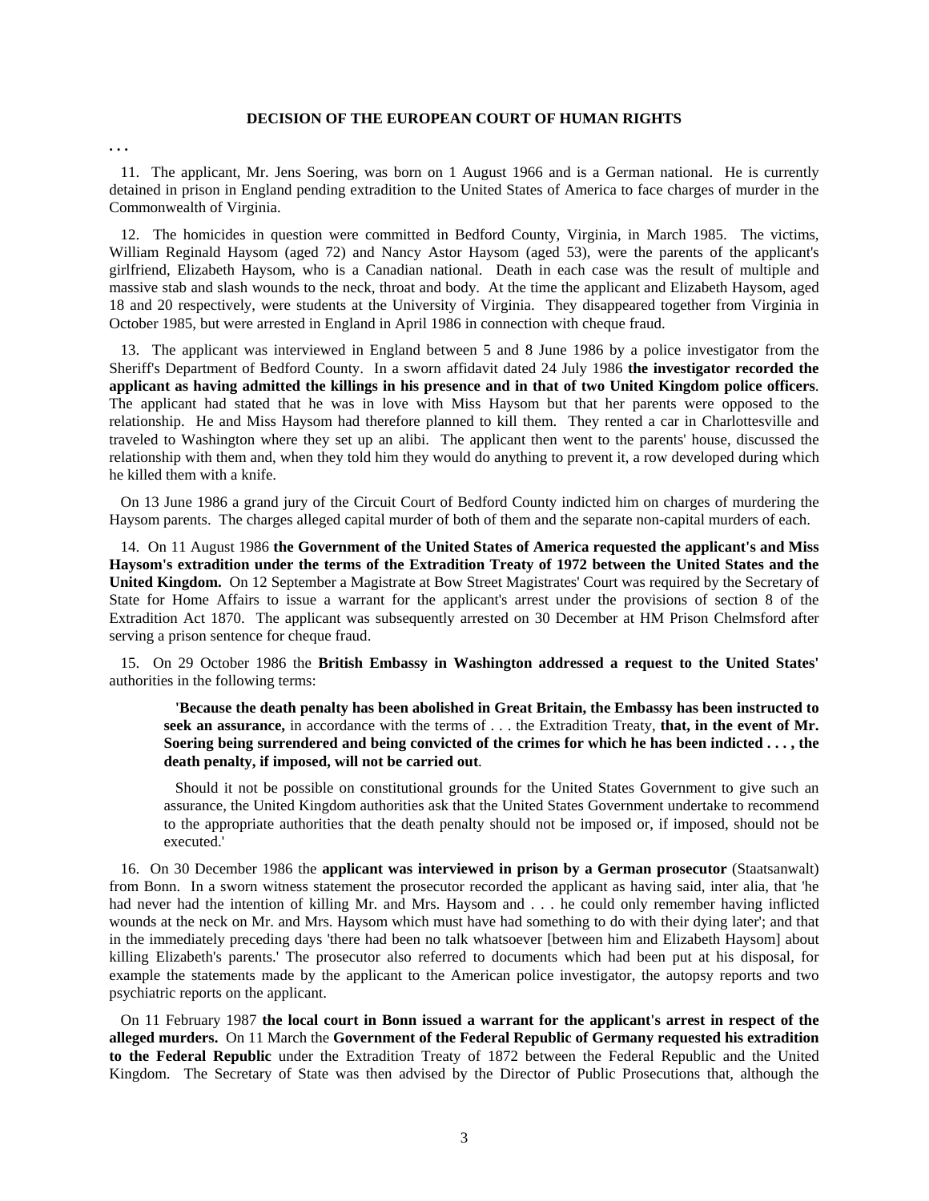**DECISION OF THE EUROPEAN COURT OF HUMAN RIGHTS**

**. . .**

11. The applicant, Mr. Jens Soering, was born on 1 August 1966 and is a German national. He is currently detained in prison in England pending extradition to the United States of America to face charges of murder in the Commonwealth of Virginia.

12. The homicides in question were committed in Bedford County, Virginia, in March 1985. The victims, William Reginald Haysom (aged 72) and Nancy Astor Haysom (aged 53), were the parents of the applicant's girlfriend, Elizabeth Haysom, who is a Canadian national. Death in each case was the result of multiple and massive stab and slash wounds to the neck, throat and body. At the time the applicant and Elizabeth Haysom, aged 18 and 20 respectively, were students at the University of Virginia. They disappeared together from Virginia in October 1985, but were arrested in England in April 1986 in connection with cheque fraud.

13. The applicant was interviewed in England between 5 and 8 June 1986 by a police investigator from the Sheriff's Department of Bedford County. In a sworn affidavit dated 24 July 1986 **the investigator recorded the applicant as having admitted the killings in his presence and in that of two United Kingdom police officers**. The applicant had stated that he was in love with Miss Haysom but that her parents were opposed to the relationship. He and Miss Haysom had therefore planned to kill them. They rented a car in Charlottesville and traveled to Washington where they set up an alibi. The applicant then went to the parents' house, discussed the relationship with them and, when they told him they would do anything to prevent it, a row developed during which he killed them with a knife.

On 13 June 1986 a grand jury of the Circuit Court of Bedford County indicted him on charges of murdering the Haysom parents. The charges alleged capital murder of both of them and the separate non-capital murders of each.

14. On 11 August 1986 **the Government of the United States of America requested the applicant's and Miss Haysom's extradition under the terms of the Extradition Treaty of 1972 between the United States and the United Kingdom.** On 12 September a Magistrate at Bow Street Magistrates' Court was required by the Secretary of State for Home Affairs to issue a warrant for the applicant's arrest under the provisions of section 8 of the Extradition Act 1870. The applicant was subsequently arrested on 30 December at HM Prison Chelmsford after serving a prison sentence for cheque fraud.

15. On 29 October 1986 the **British Embassy in Washington addressed a request to the United States'** authorities in the following terms:

> **'Because the death penalty has been abolished in Great Britain, the Embassy has been instructed to seek an assurance,** in accordance with the terms of . . . the Extradition Treaty, **that, in the event of Mr. Soering being surrendered and being convicted of the crimes for which he has been indicted . . . , the death penalty, if imposed, will not be carried out**.
>
> Should it not be possible on constitutional grounds for the United States Government to give such an assurance, the United Kingdom authorities ask that the United States Government undertake to recommend to the appropriate authorities that the death penalty should not be imposed or, if imposed, should not be executed.'

16. On 30 December 1986 the **applicant was interviewed in prison by a German prosecutor** (Staatsanwalt) from Bonn. In a sworn witness statement the prosecutor recorded the applicant as having said, inter alia, that 'he had never had the intention of killing Mr. and Mrs. Haysom and . . . he could only remember having inflicted wounds at the neck on Mr. and Mrs. Haysom which must have had something to do with their dying later'; and that in the immediately preceding days 'there had been no talk whatsoever [between him and Elizabeth Haysom] about killing Elizabeth's parents.' The prosecutor also referred to documents which had been put at his disposal, for example the statements made by the applicant to the American police investigator, the autopsy reports and two psychiatric reports on the applicant.

On 11 February 1987 **the local court in Bonn issued a warrant for the applicant's arrest in respect of the alleged murders.** On 11 March the **Government of the Federal Republic of Germany requested his extradition to the Federal Republic** under the Extradition Treaty of 1872 between the Federal Republic and the United Kingdom. The Secretary of State was then advised by the Director of Public Prosecutions that, although the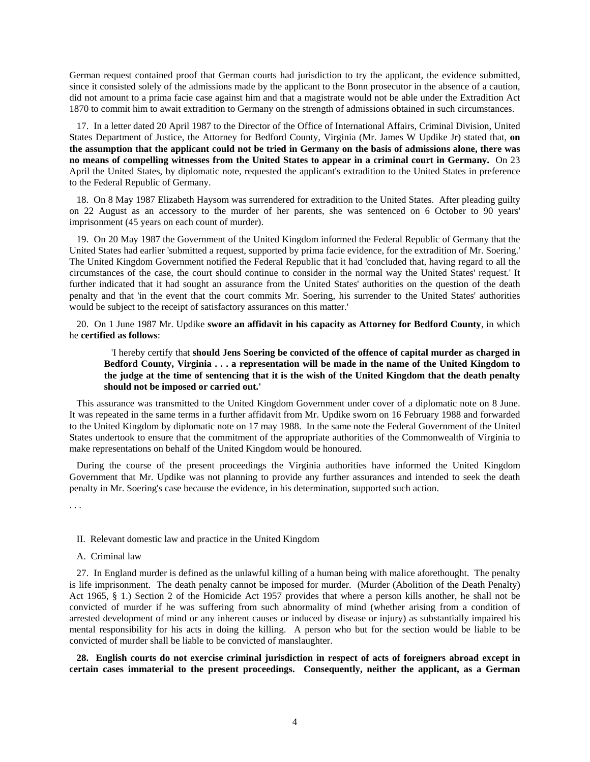German request contained proof that German courts had jurisdiction to try the applicant, the evidence submitted, since it consisted solely of the admissions made by the applicant to the Bonn prosecutor in the absence of a caution, did not amount to a prima facie case against him and that a magistrate would not be able under the Extradition Act 1870 to commit him to await extradition to Germany on the strength of admissions obtained in such circumstances.

17. In a letter dated 20 April 1987 to the Director of the Office of International Affairs, Criminal Division, United States Department of Justice, the Attorney for Bedford County, Virginia (Mr. James W Updike Jr) stated that, **on the assumption that the applicant could not be tried in Germany on the basis of admissions alone, there was no means of compelling witnesses from the United States to appear in a criminal court in Germany.** On 23 April the United States, by diplomatic note, requested the applicant's extradition to the United States in preference to the Federal Republic of Germany.

18. On 8 May 1987 Elizabeth Haysom was surrendered for extradition to the United States. After pleading guilty on 22 August as an accessory to the murder of her parents, she was sentenced on 6 October to 90 years' imprisonment (45 years on each count of murder).

19. On 20 May 1987 the Government of the United Kingdom informed the Federal Republic of Germany that the United States had earlier 'submitted a request, supported by prima facie evidence, for the extradition of Mr. Soering.' The United Kingdom Government notified the Federal Republic that it had 'concluded that, having regard to all the circumstances of the case, the court should continue to consider in the normal way the United States' request.' It further indicated that it had sought an assurance from the United States' authorities on the question of the death penalty and that 'in the event that the court commits Mr. Soering, his surrender to the United States' authorities would be subject to the receipt of satisfactory assurances on this matter.'

20. On 1 June 1987 Mr. Updike **swore an affidavit in his capacity as Attorney for Bedford County**, in which he **certified as follows**:

> 'I hereby certify that **should Jens Soering be convicted of the offence of capital murder as charged in Bedford County, Virginia . . . a representation will be made in the name of the United Kingdom to the judge at the time of sentencing that it is the wish of the United Kingdom that the death penalty should not be imposed or carried out.'**

This assurance was transmitted to the United Kingdom Government under cover of a diplomatic note on 8 June. It was repeated in the same terms in a further affidavit from Mr. Updike sworn on 16 February 1988 and forwarded to the United Kingdom by diplomatic note on 17 may 1988. In the same note the Federal Government of the United States undertook to ensure that the commitment of the appropriate authorities of the Commonwealth of Virginia to make representations on behalf of the United Kingdom would be honoured.

During the course of the present proceedings the Virginia authorities have informed the United Kingdom Government that Mr. Updike was not planning to provide any further assurances and intended to seek the death penalty in Mr. Soering's case because the evidence, in his determination, supported such action.

. . .

II. Relevant domestic law and practice in the United Kingdom

A. Criminal law

27. In England murder is defined as the unlawful killing of a human being with malice aforethought. The penalty is life imprisonment. The death penalty cannot be imposed for murder. (Murder (Abolition of the Death Penalty) Act 1965, § 1.) Section 2 of the Homicide Act 1957 provides that where a person kills another, he shall not be convicted of murder if he was suffering from such abnormality of mind (whether arising from a condition of arrested development of mind or any inherent causes or induced by disease or injury) as substantially impaired his mental responsibility for his acts in doing the killing. A person who but for the section would be liable to be convicted of murder shall be liable to be convicted of manslaughter.

**28. English courts do not exercise criminal jurisdiction in respect of acts of foreigners abroad except in certain cases immaterial to the present proceedings. Consequently, neither the applicant, as a German**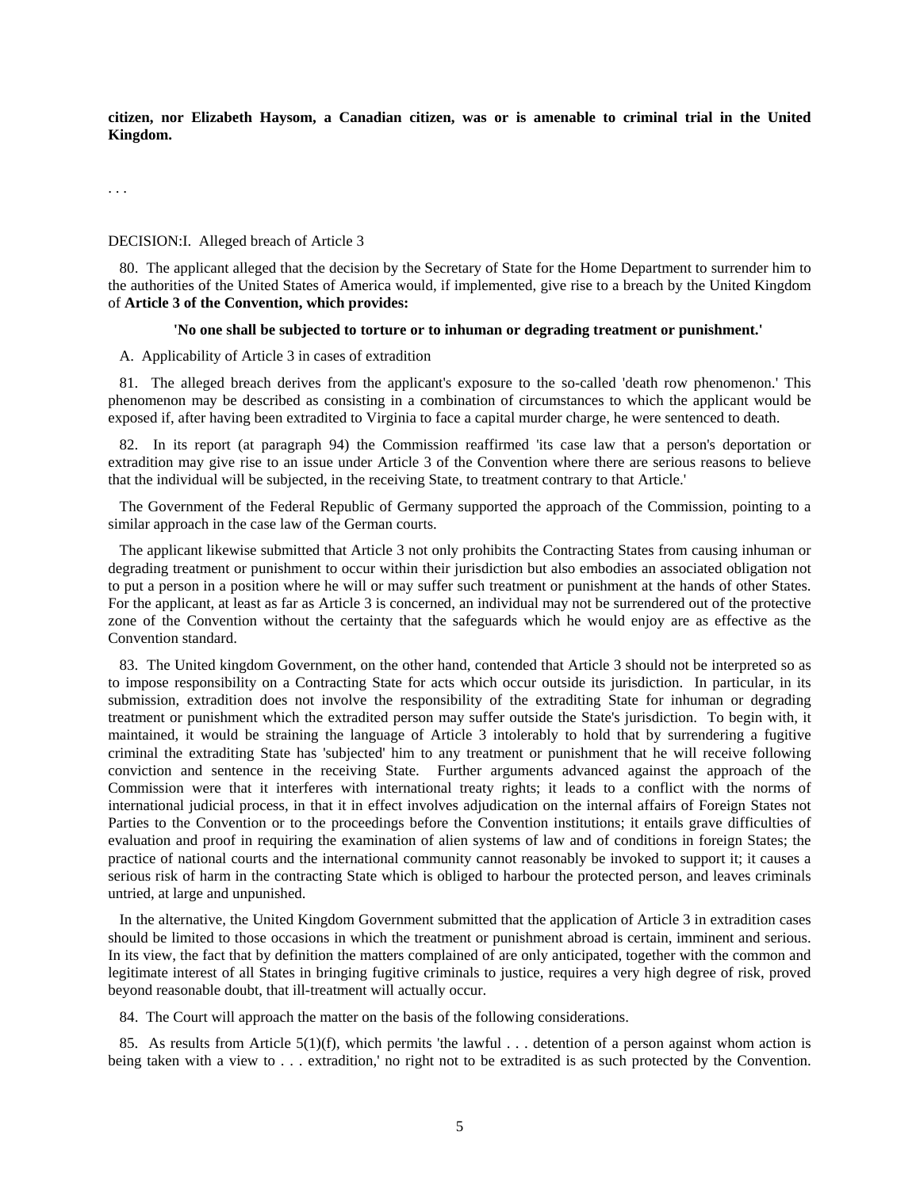**citizen, nor Elizabeth Haysom, a Canadian citizen, was or is amenable to criminal trial in the United Kingdom.**

. . .

DECISION:I. Alleged breach of Article 3

80. The applicant alleged that the decision by the Secretary of State for the Home Department to surrender him to the authorities of the United States of America would, if implemented, give rise to a breach by the United Kingdom of **Article 3 of the Convention, which provides:**

**'No one shall be subjected to torture or to inhuman or degrading treatment or punishment.'**

A. Applicability of Article 3 in cases of extradition

81. The alleged breach derives from the applicant's exposure to the so-called 'death row phenomenon.' This phenomenon may be described as consisting in a combination of circumstances to which the applicant would be exposed if, after having been extradited to Virginia to face a capital murder charge, he were sentenced to death.

82. In its report (at paragraph 94) the Commission reaffirmed 'its case law that a person's deportation or extradition may give rise to an issue under Article 3 of the Convention where there are serious reasons to believe that the individual will be subjected, in the receiving State, to treatment contrary to that Article.'

The Government of the Federal Republic of Germany supported the approach of the Commission, pointing to a similar approach in the case law of the German courts.

The applicant likewise submitted that Article 3 not only prohibits the Contracting States from causing inhuman or degrading treatment or punishment to occur within their jurisdiction but also embodies an associated obligation not to put a person in a position where he will or may suffer such treatment or punishment at the hands of other States. For the applicant, at least as far as Article 3 is concerned, an individual may not be surrendered out of the protective zone of the Convention without the certainty that the safeguards which he would enjoy are as effective as the Convention standard.

83. The United kingdom Government, on the other hand, contended that Article 3 should not be interpreted so as to impose responsibility on a Contracting State for acts which occur outside its jurisdiction. In particular, in its submission, extradition does not involve the responsibility of the extraditing State for inhuman or degrading treatment or punishment which the extradited person may suffer outside the State's jurisdiction. To begin with, it maintained, it would be straining the language of Article 3 intolerably to hold that by surrendering a fugitive criminal the extraditing State has 'subjected' him to any treatment or punishment that he will receive following conviction and sentence in the receiving State. Further arguments advanced against the approach of the Commission were that it interferes with international treaty rights; it leads to a conflict with the norms of international judicial process, in that it in effect involves adjudication on the internal affairs of Foreign States not Parties to the Convention or to the proceedings before the Convention institutions; it entails grave difficulties of evaluation and proof in requiring the examination of alien systems of law and of conditions in foreign States; the practice of national courts and the international community cannot reasonably be invoked to support it; it causes a serious risk of harm in the contracting State which is obliged to harbour the protected person, and leaves criminals untried, at large and unpunished.

In the alternative, the United Kingdom Government submitted that the application of Article 3 in extradition cases should be limited to those occasions in which the treatment or punishment abroad is certain, imminent and serious. In its view, the fact that by definition the matters complained of are only anticipated, together with the common and legitimate interest of all States in bringing fugitive criminals to justice, requires a very high degree of risk, proved beyond reasonable doubt, that ill-treatment will actually occur.

84. The Court will approach the matter on the basis of the following considerations.

85. As results from Article 5(1)(f), which permits 'the lawful . . . detention of a person against whom action is being taken with a view to . . . extradition,' no right not to be extradited is as such protected by the Convention.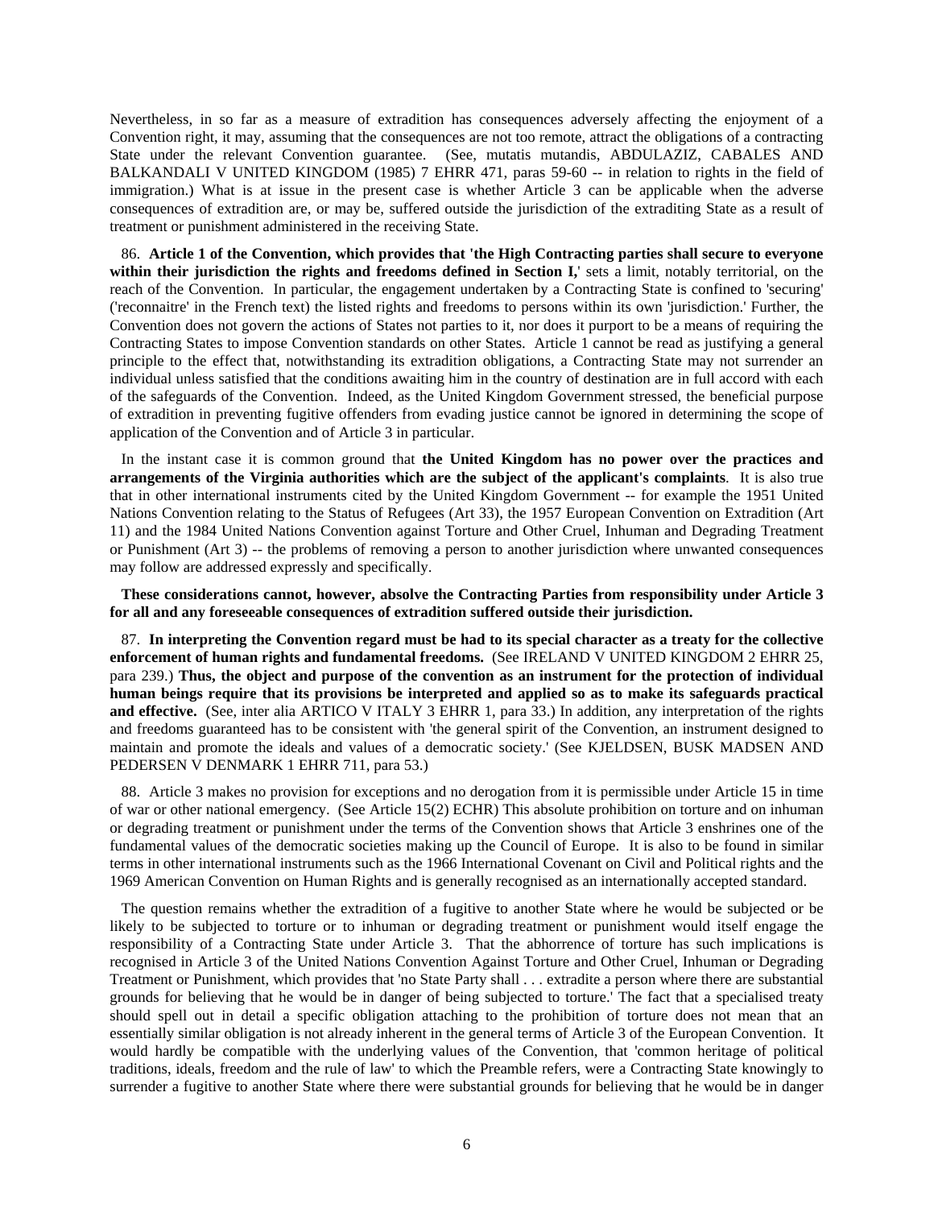Nevertheless, in so far as a measure of extradition has consequences adversely affecting the enjoyment of a Convention right, it may, assuming that the consequences are not too remote, attract the obligations of a contracting State under the relevant Convention guarantee. (See, mutatis mutandis, ABDULAZIZ, CABALES AND BALKANDALI V UNITED KINGDOM (1985) 7 EHRR 471, paras 59-60 -- in relation to rights in the field of immigration.) What is at issue in the present case is whether Article 3 can be applicable when the adverse consequences of extradition are, or may be, suffered outside the jurisdiction of the extraditing State as a result of treatment or punishment administered in the receiving State.

86. **Article 1 of the Convention, which provides that 'the High Contracting parties shall secure to everyone within their jurisdiction the rights and freedoms defined in Section I,**' sets a limit, notably territorial, on the reach of the Convention. In particular, the engagement undertaken by a Contracting State is confined to 'securing' ('reconnaitre' in the French text) the listed rights and freedoms to persons within its own 'jurisdiction.' Further, the Convention does not govern the actions of States not parties to it, nor does it purport to be a means of requiring the Contracting States to impose Convention standards on other States. Article 1 cannot be read as justifying a general principle to the effect that, notwithstanding its extradition obligations, a Contracting State may not surrender an individual unless satisfied that the conditions awaiting him in the country of destination are in full accord with each of the safeguards of the Convention. Indeed, as the United Kingdom Government stressed, the beneficial purpose of extradition in preventing fugitive offenders from evading justice cannot be ignored in determining the scope of application of the Convention and of Article 3 in particular.

In the instant case it is common ground that **the United Kingdom has no power over the practices and arrangements of the Virginia authorities which are the subject of the applicant's complaints**. It is also true that in other international instruments cited by the United Kingdom Government -- for example the 1951 United Nations Convention relating to the Status of Refugees (Art 33), the 1957 European Convention on Extradition (Art 11) and the 1984 United Nations Convention against Torture and Other Cruel, Inhuman and Degrading Treatment or Punishment (Art 3) -- the problems of removing a person to another jurisdiction where unwanted consequences may follow are addressed expressly and specifically.

**These considerations cannot, however, absolve the Contracting Parties from responsibility under Article 3 for all and any foreseeable consequences of extradition suffered outside their jurisdiction.**

87. **In interpreting the Convention regard must be had to its special character as a treaty for the collective enforcement of human rights and fundamental freedoms.** (See IRELAND V UNITED KINGDOM 2 EHRR 25, para 239.) **Thus, the object and purpose of the convention as an instrument for the protection of individual human beings require that its provisions be interpreted and applied so as to make its safeguards practical and effective.** (See, inter alia ARTICO V ITALY 3 EHRR 1, para 33.) In addition, any interpretation of the rights and freedoms guaranteed has to be consistent with 'the general spirit of the Convention, an instrument designed to maintain and promote the ideals and values of a democratic society.' (See KJELDSEN, BUSK MADSEN AND PEDERSEN V DENMARK 1 EHRR 711, para 53.)

88. Article 3 makes no provision for exceptions and no derogation from it is permissible under Article 15 in time of war or other national emergency. (See Article 15(2) ECHR) This absolute prohibition on torture and on inhuman or degrading treatment or punishment under the terms of the Convention shows that Article 3 enshrines one of the fundamental values of the democratic societies making up the Council of Europe. It is also to be found in similar terms in other international instruments such as the 1966 International Covenant on Civil and Political rights and the 1969 American Convention on Human Rights and is generally recognised as an internationally accepted standard.

The question remains whether the extradition of a fugitive to another State where he would be subjected or be likely to be subjected to torture or to inhuman or degrading treatment or punishment would itself engage the responsibility of a Contracting State under Article 3. That the abhorrence of torture has such implications is recognised in Article 3 of the United Nations Convention Against Torture and Other Cruel, Inhuman or Degrading Treatment or Punishment, which provides that 'no State Party shall . . . extradite a person where there are substantial grounds for believing that he would be in danger of being subjected to torture.' The fact that a specialised treaty should spell out in detail a specific obligation attaching to the prohibition of torture does not mean that an essentially similar obligation is not already inherent in the general terms of Article 3 of the European Convention. It would hardly be compatible with the underlying values of the Convention, that 'common heritage of political traditions, ideals, freedom and the rule of law' to which the Preamble refers, were a Contracting State knowingly to surrender a fugitive to another State where there were substantial grounds for believing that he would be in danger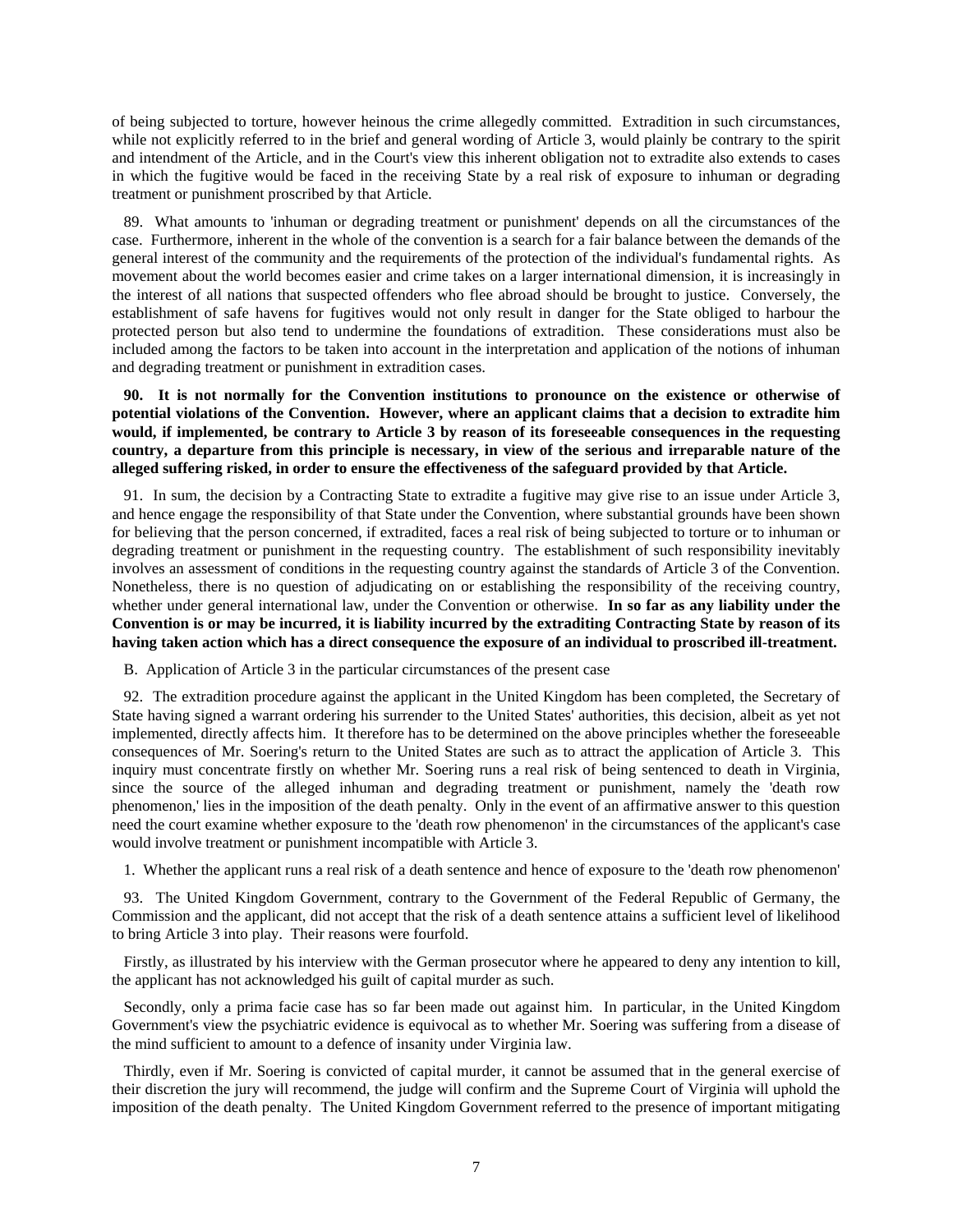of being subjected to torture, however heinous the crime allegedly committed. Extradition in such circumstances, while not explicitly referred to in the brief and general wording of Article 3, would plainly be contrary to the spirit and intendment of the Article, and in the Court's view this inherent obligation not to extradite also extends to cases in which the fugitive would be faced in the receiving State by a real risk of exposure to inhuman or degrading treatment or punishment proscribed by that Article.

89. What amounts to 'inhuman or degrading treatment or punishment' depends on all the circumstances of the case. Furthermore, inherent in the whole of the convention is a search for a fair balance between the demands of the general interest of the community and the requirements of the protection of the individual's fundamental rights. As movement about the world becomes easier and crime takes on a larger international dimension, it is increasingly in the interest of all nations that suspected offenders who flee abroad should be brought to justice. Conversely, the establishment of safe havens for fugitives would not only result in danger for the State obliged to harbour the protected person but also tend to undermine the foundations of extradition. These considerations must also be included among the factors to be taken into account in the interpretation and application of the notions of inhuman and degrading treatment or punishment in extradition cases.

**90. It is not normally for the Convention institutions to pronounce on the existence or otherwise of potential violations of the Convention. However, where an applicant claims that a decision to extradite him would, if implemented, be contrary to Article 3 by reason of its foreseeable consequences in the requesting country, a departure from this principle is necessary, in view of the serious and irreparable nature of the alleged suffering risked, in order to ensure the effectiveness of the safeguard provided by that Article.**

91. In sum, the decision by a Contracting State to extradite a fugitive may give rise to an issue under Article 3, and hence engage the responsibility of that State under the Convention, where substantial grounds have been shown for believing that the person concerned, if extradited, faces a real risk of being subjected to torture or to inhuman or degrading treatment or punishment in the requesting country. The establishment of such responsibility inevitably involves an assessment of conditions in the requesting country against the standards of Article 3 of the Convention. Nonetheless, there is no question of adjudicating on or establishing the responsibility of the receiving country, whether under general international law, under the Convention or otherwise. **In so far as any liability under the Convention is or may be incurred, it is liability incurred by the extraditing Contracting State by reason of its having taken action which has a direct consequence the exposure of an individual to proscribed ill-treatment.**

B. Application of Article 3 in the particular circumstances of the present case

92. The extradition procedure against the applicant in the United Kingdom has been completed, the Secretary of State having signed a warrant ordering his surrender to the United States' authorities, this decision, albeit as yet not implemented, directly affects him. It therefore has to be determined on the above principles whether the foreseeable consequences of Mr. Soering's return to the United States are such as to attract the application of Article 3. This inquiry must concentrate firstly on whether Mr. Soering runs a real risk of being sentenced to death in Virginia, since the source of the alleged inhuman and degrading treatment or punishment, namely the 'death row phenomenon,' lies in the imposition of the death penalty. Only in the event of an affirmative answer to this question need the court examine whether exposure to the 'death row phenomenon' in the circumstances of the applicant's case would involve treatment or punishment incompatible with Article 3.

1. Whether the applicant runs a real risk of a death sentence and hence of exposure to the 'death row phenomenon'

93. The United Kingdom Government, contrary to the Government of the Federal Republic of Germany, the Commission and the applicant, did not accept that the risk of a death sentence attains a sufficient level of likelihood to bring Article 3 into play. Their reasons were fourfold.

Firstly, as illustrated by his interview with the German prosecutor where he appeared to deny any intention to kill, the applicant has not acknowledged his guilt of capital murder as such.

Secondly, only a prima facie case has so far been made out against him. In particular, in the United Kingdom Government's view the psychiatric evidence is equivocal as to whether Mr. Soering was suffering from a disease of the mind sufficient to amount to a defence of insanity under Virginia law.

Thirdly, even if Mr. Soering is convicted of capital murder, it cannot be assumed that in the general exercise of their discretion the jury will recommend, the judge will confirm and the Supreme Court of Virginia will uphold the imposition of the death penalty. The United Kingdom Government referred to the presence of important mitigating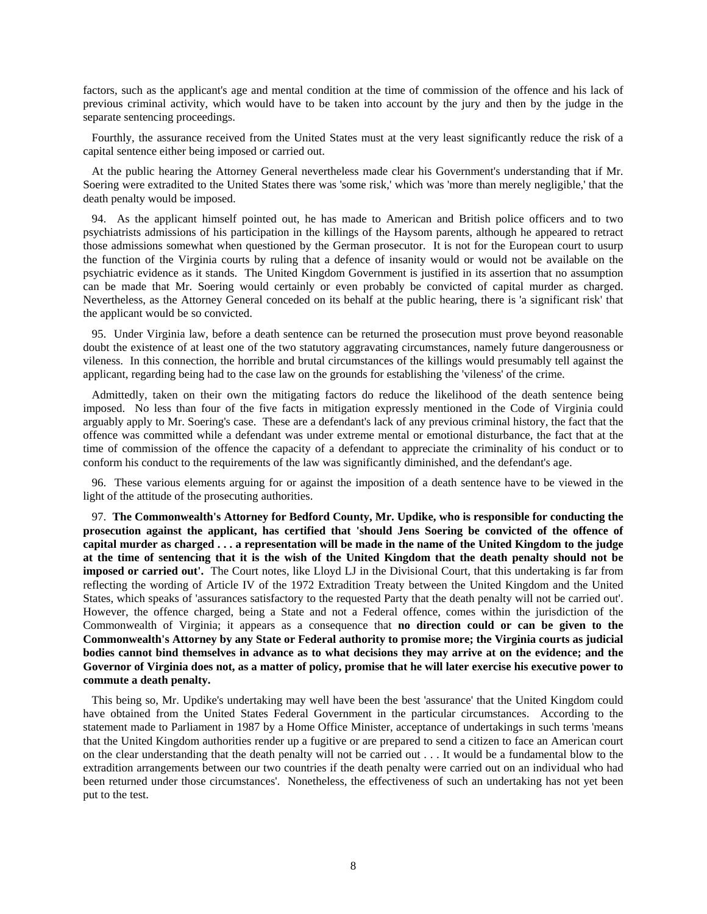factors, such as the applicant's age and mental condition at the time of commission of the offence and his lack of previous criminal activity, which would have to be taken into account by the jury and then by the judge in the separate sentencing proceedings.

Fourthly, the assurance received from the United States must at the very least significantly reduce the risk of a capital sentence either being imposed or carried out.

At the public hearing the Attorney General nevertheless made clear his Government's understanding that if Mr. Soering were extradited to the United States there was 'some risk,' which was 'more than merely negligible,' that the death penalty would be imposed.

94. As the applicant himself pointed out, he has made to American and British police officers and to two psychiatrists admissions of his participation in the killings of the Haysom parents, although he appeared to retract those admissions somewhat when questioned by the German prosecutor. It is not for the European court to usurp the function of the Virginia courts by ruling that a defence of insanity would or would not be available on the psychiatric evidence as it stands. The United Kingdom Government is justified in its assertion that no assumption can be made that Mr. Soering would certainly or even probably be convicted of capital murder as charged. Nevertheless, as the Attorney General conceded on its behalf at the public hearing, there is 'a significant risk' that the applicant would be so convicted.

95. Under Virginia law, before a death sentence can be returned the prosecution must prove beyond reasonable doubt the existence of at least one of the two statutory aggravating circumstances, namely future dangerousness or vileness. In this connection, the horrible and brutal circumstances of the killings would presumably tell against the applicant, regarding being had to the case law on the grounds for establishing the 'vileness' of the crime.

Admittedly, taken on their own the mitigating factors do reduce the likelihood of the death sentence being imposed. No less than four of the five facts in mitigation expressly mentioned in the Code of Virginia could arguably apply to Mr. Soering's case. These are a defendant's lack of any previous criminal history, the fact that the offence was committed while a defendant was under extreme mental or emotional disturbance, the fact that at the time of commission of the offence the capacity of a defendant to appreciate the criminality of his conduct or to conform his conduct to the requirements of the law was significantly diminished, and the defendant's age.

96. These various elements arguing for or against the imposition of a death sentence have to be viewed in the light of the attitude of the prosecuting authorities.

97. **The Commonwealth's Attorney for Bedford County, Mr. Updike, who is responsible for conducting the prosecution against the applicant, has certified that 'should Jens Soering be convicted of the offence of capital murder as charged . . . a representation will be made in the name of the United Kingdom to the judge at the time of sentencing that it is the wish of the United Kingdom that the death penalty should not be imposed or carried out'.** The Court notes, like Lloyd LJ in the Divisional Court, that this undertaking is far from reflecting the wording of Article IV of the 1972 Extradition Treaty between the United Kingdom and the United States, which speaks of 'assurances satisfactory to the requested Party that the death penalty will not be carried out'. However, the offence charged, being a State and not a Federal offence, comes within the jurisdiction of the Commonwealth of Virginia; it appears as a consequence that **no direction could or can be given to the Commonwealth's Attorney by any State or Federal authority to promise more; the Virginia courts as judicial bodies cannot bind themselves in advance as to what decisions they may arrive at on the evidence; and the Governor of Virginia does not, as a matter of policy, promise that he will later exercise his executive power to commute a death penalty.**

This being so, Mr. Updike's undertaking may well have been the best 'assurance' that the United Kingdom could have obtained from the United States Federal Government in the particular circumstances. According to the statement made to Parliament in 1987 by a Home Office Minister, acceptance of undertakings in such terms 'means that the United Kingdom authorities render up a fugitive or are prepared to send a citizen to face an American court on the clear understanding that the death penalty will not be carried out . . . It would be a fundamental blow to the extradition arrangements between our two countries if the death penalty were carried out on an individual who had been returned under those circumstances'. Nonetheless, the effectiveness of such an undertaking has not yet been put to the test.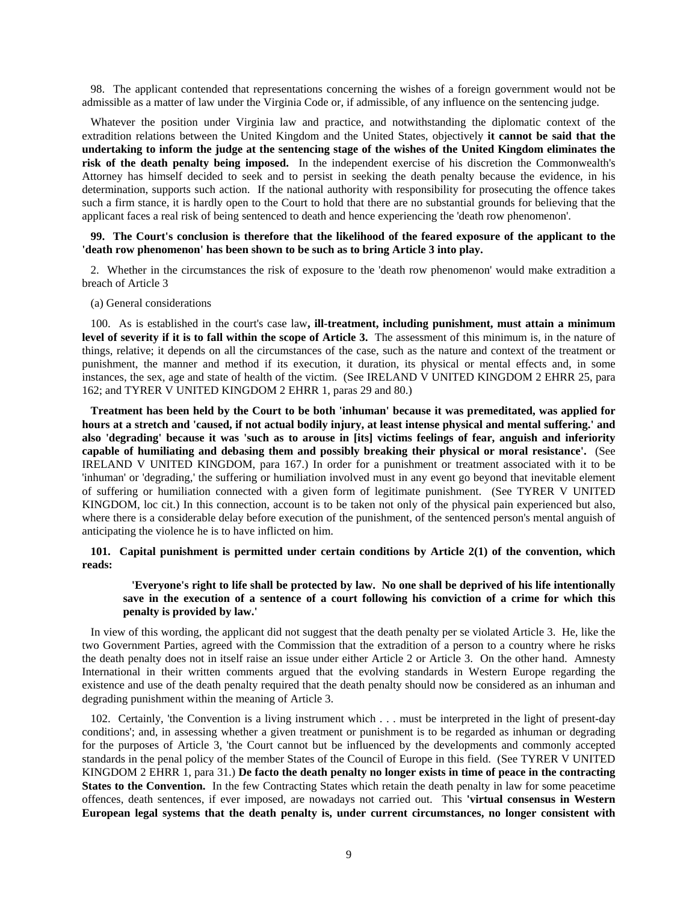98. The applicant contended that representations concerning the wishes of a foreign government would not be admissible as a matter of law under the Virginia Code or, if admissible, of any influence on the sentencing judge.

Whatever the position under Virginia law and practice, and notwithstanding the diplomatic context of the extradition relations between the United Kingdom and the United States, objectively **it cannot be said that the undertaking to inform the judge at the sentencing stage of the wishes of the United Kingdom eliminates the risk of the death penalty being imposed.** In the independent exercise of his discretion the Commonwealth's Attorney has himself decided to seek and to persist in seeking the death penalty because the evidence, in his determination, supports such action. If the national authority with responsibility for prosecuting the offence takes such a firm stance, it is hardly open to the Court to hold that there are no substantial grounds for believing that the applicant faces a real risk of being sentenced to death and hence experiencing the 'death row phenomenon'.

**99. The Court's conclusion is therefore that the likelihood of the feared exposure of the applicant to the 'death row phenomenon' has been shown to be such as to bring Article 3 into play.**

2. Whether in the circumstances the risk of exposure to the 'death row phenomenon' would make extradition a breach of Article 3

(a) General considerations

100. As is established in the court's case law**, ill-treatment, including punishment, must attain a minimum level of severity if it is to fall within the scope of Article 3.** The assessment of this minimum is, in the nature of things, relative; it depends on all the circumstances of the case, such as the nature and context of the treatment or punishment, the manner and method if its execution, it duration, its physical or mental effects and, in some instances, the sex, age and state of health of the victim. (See IRELAND V UNITED KINGDOM 2 EHRR 25, para 162; and TYRER V UNITED KINGDOM 2 EHRR 1, paras 29 and 80.)

**Treatment has been held by the Court to be both 'inhuman' because it was premeditated, was applied for hours at a stretch and 'caused, if not actual bodily injury, at least intense physical and mental suffering.' and also 'degrading' because it was 'such as to arouse in [its] victims feelings of fear, anguish and inferiority capable of humiliating and debasing them and possibly breaking their physical or moral resistance'.** (See IRELAND V UNITED KINGDOM, para 167.) In order for a punishment or treatment associated with it to be 'inhuman' or 'degrading,' the suffering or humiliation involved must in any event go beyond that inevitable element of suffering or humiliation connected with a given form of legitimate punishment. (See TYRER V UNITED KINGDOM, loc cit.) In this connection, account is to be taken not only of the physical pain experienced but also, where there is a considerable delay before execution of the punishment, of the sentenced person's mental anguish of anticipating the violence he is to have inflicted on him.

**101. Capital punishment is permitted under certain conditions by Article 2(1) of the convention, which reads:**

> **'Everyone's right to life shall be protected by law. No one shall be deprived of his life intentionally save in the execution of a sentence of a court following his conviction of a crime for which this penalty is provided by law.'**

In view of this wording, the applicant did not suggest that the death penalty per se violated Article 3. He, like the two Government Parties, agreed with the Commission that the extradition of a person to a country where he risks the death penalty does not in itself raise an issue under either Article 2 or Article 3. On the other hand. Amnesty International in their written comments argued that the evolving standards in Western Europe regarding the existence and use of the death penalty required that the death penalty should now be considered as an inhuman and degrading punishment within the meaning of Article 3.

102. Certainly, 'the Convention is a living instrument which . . . must be interpreted in the light of present-day conditions'; and, in assessing whether a given treatment or punishment is to be regarded as inhuman or degrading for the purposes of Article 3, 'the Court cannot but be influenced by the developments and commonly accepted standards in the penal policy of the member States of the Council of Europe in this field. (See TYRER V UNITED KINGDOM 2 EHRR 1, para 31.) **De facto the death penalty no longer exists in time of peace in the contracting States to the Convention.** In the few Contracting States which retain the death penalty in law for some peacetime offences, death sentences, if ever imposed, are nowadays not carried out. This **'virtual consensus in Western European legal systems that the death penalty is, under current circumstances, no longer consistent with**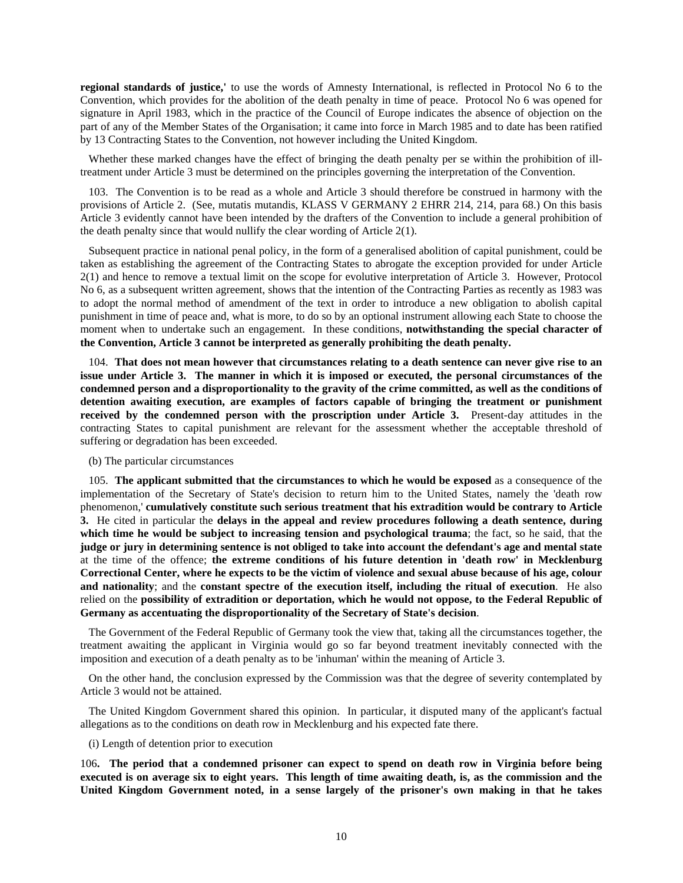**regional standards of justice,'** to use the words of Amnesty International, is reflected in Protocol No 6 to the Convention, which provides for the abolition of the death penalty in time of peace. Protocol No 6 was opened for signature in April 1983, which in the practice of the Council of Europe indicates the absence of objection on the part of any of the Member States of the Organisation; it came into force in March 1985 and to date has been ratified by 13 Contracting States to the Convention, not however including the United Kingdom.

Whether these marked changes have the effect of bringing the death penalty per se within the prohibition of ill-treatment under Article 3 must be determined on the principles governing the interpretation of the Convention.

103. The Convention is to be read as a whole and Article 3 should therefore be construed in harmony with the provisions of Article 2. (See, mutatis mutandis, KLASS V GERMANY 2 EHRR 214, 214, para 68.) On this basis Article 3 evidently cannot have been intended by the drafters of the Convention to include a general prohibition of the death penalty since that would nullify the clear wording of Article 2(1).

Subsequent practice in national penal policy, in the form of a generalised abolition of capital punishment, could be taken as establishing the agreement of the Contracting States to abrogate the exception provided for under Article 2(1) and hence to remove a textual limit on the scope for evolutive interpretation of Article 3. However, Protocol No 6, as a subsequent written agreement, shows that the intention of the Contracting Parties as recently as 1983 was to adopt the normal method of amendment of the text in order to introduce a new obligation to abolish capital punishment in time of peace and, what is more, to do so by an optional instrument allowing each State to choose the moment when to undertake such an engagement. In these conditions, **notwithstanding the special character of the Convention, Article 3 cannot be interpreted as generally prohibiting the death penalty.**

104. **That does not mean however that circumstances relating to a death sentence can never give rise to an issue under Article 3. The manner in which it is imposed or executed, the personal circumstances of the condemned person and a disproportionality to the gravity of the crime committed, as well as the conditions of detention awaiting execution, are examples of factors capable of bringing the treatment or punishment received by the condemned person with the proscription under Article 3.** Present-day attitudes in the contracting States to capital punishment are relevant for the assessment whether the acceptable threshold of suffering or degradation has been exceeded.

(b) The particular circumstances

105. **The applicant submitted that the circumstances to which he would be exposed** as a consequence of the implementation of the Secretary of State's decision to return him to the United States, namely the 'death row phenomenon,' **cumulatively constitute such serious treatment that his extradition would be contrary to Article 3.** He cited in particular the **delays in the appeal and review procedures following a death sentence, during which time he would be subject to increasing tension and psychological trauma**; the fact, so he said, that the **judge or jury in determining sentence is not obliged to take into account the defendant's age and mental state** at the time of the offence; **the extreme conditions of his future detention in 'death row' in Mecklenburg Correctional Center, where he expects to be the victim of violence and sexual abuse because of his age, colour and nationality**; and the **constant spectre of the execution itself, including the ritual of execution**. He also relied on the **possibility of extradition or deportation, which he would not oppose, to the Federal Republic of Germany as accentuating the disproportionality of the Secretary of State's decision**.

The Government of the Federal Republic of Germany took the view that, taking all the circumstances together, the treatment awaiting the applicant in Virginia would go so far beyond treatment inevitably connected with the imposition and execution of a death penalty as to be 'inhuman' within the meaning of Article 3.

On the other hand, the conclusion expressed by the Commission was that the degree of severity contemplated by Article 3 would not be attained.

The United Kingdom Government shared this opinion. In particular, it disputed many of the applicant's factual allegations as to the conditions on death row in Mecklenburg and his expected fate there.

(i) Length of detention prior to execution

106**. The period that a condemned prisoner can expect to spend on death row in Virginia before being executed is on average six to eight years. This length of time awaiting death, is, as the commission and the United Kingdom Government noted, in a sense largely of the prisoner's own making in that he takes**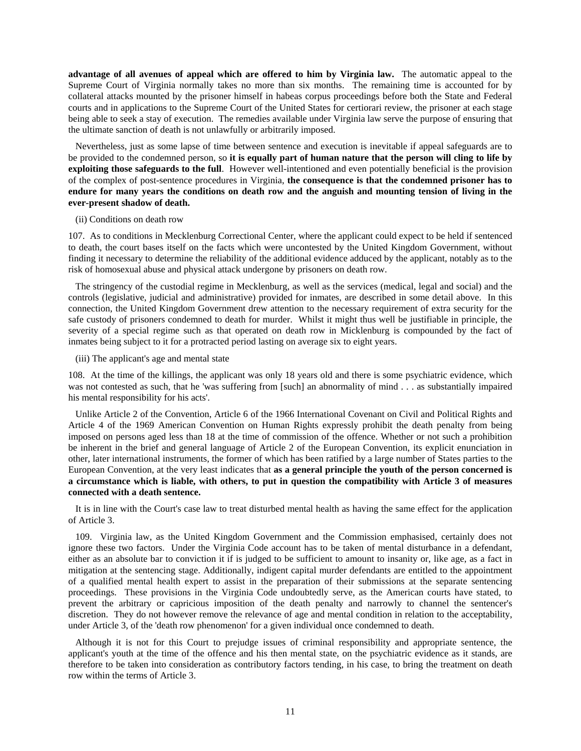**advantage of all avenues of appeal which are offered to him by Virginia law.** The automatic appeal to the Supreme Court of Virginia normally takes no more than six months. The remaining time is accounted for by collateral attacks mounted by the prisoner himself in habeas corpus proceedings before both the State and Federal courts and in applications to the Supreme Court of the United States for certiorari review, the prisoner at each stage being able to seek a stay of execution. The remedies available under Virginia law serve the purpose of ensuring that the ultimate sanction of death is not unlawfully or arbitrarily imposed.

Nevertheless, just as some lapse of time between sentence and execution is inevitable if appeal safeguards are to be provided to the condemned person, so **it is equally part of human nature that the person will cling to life by exploiting those safeguards to the full**. However well-intentioned and even potentially beneficial is the provision of the complex of post-sentence procedures in Virginia, **the consequence is that the condemned prisoner has to endure for many years the conditions on death row and the anguish and mounting tension of living in the ever-present shadow of death.**

(ii) Conditions on death row

107. As to conditions in Mecklenburg Correctional Center, where the applicant could expect to be held if sentenced to death, the court bases itself on the facts which were uncontested by the United Kingdom Government, without finding it necessary to determine the reliability of the additional evidence adduced by the applicant, notably as to the risk of homosexual abuse and physical attack undergone by prisoners on death row.

The stringency of the custodial regime in Mecklenburg, as well as the services (medical, legal and social) and the controls (legislative, judicial and administrative) provided for inmates, are described in some detail above. In this connection, the United Kingdom Government drew attention to the necessary requirement of extra security for the safe custody of prisoners condemned to death for murder. Whilst it might thus well be justifiable in principle, the severity of a special regime such as that operated on death row in Micklenburg is compounded by the fact of inmates being subject to it for a protracted period lasting on average six to eight years.

(iii) The applicant's age and mental state

108. At the time of the killings, the applicant was only 18 years old and there is some psychiatric evidence, which was not contested as such, that he 'was suffering from [such] an abnormality of mind . . . as substantially impaired his mental responsibility for his acts'.

Unlike Article 2 of the Convention, Article 6 of the 1966 International Covenant on Civil and Political Rights and Article 4 of the 1969 American Convention on Human Rights expressly prohibit the death penalty from being imposed on persons aged less than 18 at the time of commission of the offence. Whether or not such a prohibition be inherent in the brief and general language of Article 2 of the European Convention, its explicit enunciation in other, later international instruments, the former of which has been ratified by a large number of States parties to the European Convention, at the very least indicates that **as a general principle the youth of the person concerned is a circumstance which is liable, with others, to put in question the compatibility with Article 3 of measures connected with a death sentence.**

It is in line with the Court's case law to treat disturbed mental health as having the same effect for the application of Article 3.

109. Virginia law, as the United Kingdom Government and the Commission emphasised, certainly does not ignore these two factors. Under the Virginia Code account has to be taken of mental disturbance in a defendant, either as an absolute bar to conviction it if is judged to be sufficient to amount to insanity or, like age, as a fact in mitigation at the sentencing stage. Additionally, indigent capital murder defendants are entitled to the appointment of a qualified mental health expert to assist in the preparation of their submissions at the separate sentencing proceedings. These provisions in the Virginia Code undoubtedly serve, as the American courts have stated, to prevent the arbitrary or capricious imposition of the death penalty and narrowly to channel the sentencer's discretion. They do not however remove the relevance of age and mental condition in relation to the acceptability, under Article 3, of the 'death row phenomenon' for a given individual once condemned to death.

Although it is not for this Court to prejudge issues of criminal responsibility and appropriate sentence, the applicant's youth at the time of the offence and his then mental state, on the psychiatric evidence as it stands, are therefore to be taken into consideration as contributory factors tending, in his case, to bring the treatment on death row within the terms of Article 3.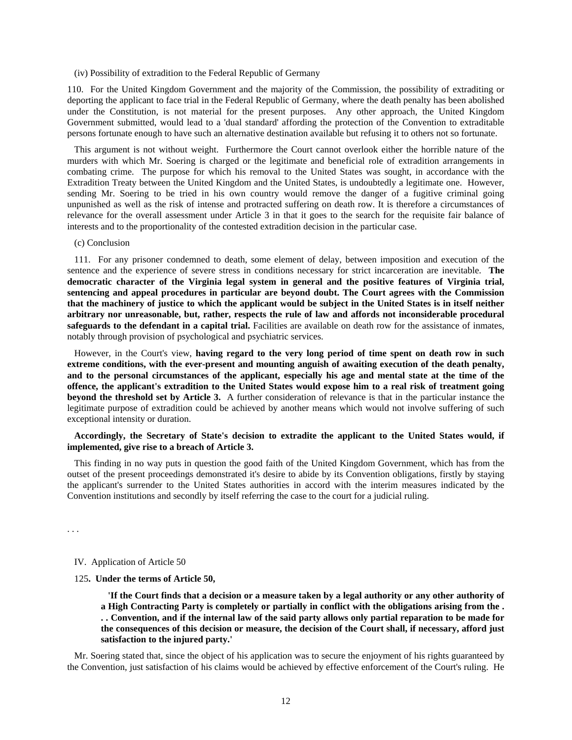(iv) Possibility of extradition to the Federal Republic of Germany

110. For the United Kingdom Government and the majority of the Commission, the possibility of extraditing or deporting the applicant to face trial in the Federal Republic of Germany, where the death penalty has been abolished under the Constitution, is not material for the present purposes. Any other approach, the United Kingdom Government submitted, would lead to a 'dual standard' affording the protection of the Convention to extraditable persons fortunate enough to have such an alternative destination available but refusing it to others not so fortunate.

This argument is not without weight. Furthermore the Court cannot overlook either the horrible nature of the murders with which Mr. Soering is charged or the legitimate and beneficial role of extradition arrangements in combating crime. The purpose for which his removal to the United States was sought, in accordance with the Extradition Treaty between the United Kingdom and the United States, is undoubtedly a legitimate one. However, sending Mr. Soering to be tried in his own country would remove the danger of a fugitive criminal going unpunished as well as the risk of intense and protracted suffering on death row. It is therefore a circumstances of relevance for the overall assessment under Article 3 in that it goes to the search for the requisite fair balance of interests and to the proportionality of the contested extradition decision in the particular case.

(c) Conclusion

111. For any prisoner condemned to death, some element of delay, between imposition and execution of the sentence and the experience of severe stress in conditions necessary for strict incarceration are inevitable. **The democratic character of the Virginia legal system in general and the positive features of Virginia trial, sentencing and appeal procedures in particular are beyond doubt. The Court agrees with the Commission that the machinery of justice to which the applicant would be subject in the United States is in itself neither arbitrary nor unreasonable, but, rather, respects the rule of law and affords not inconsiderable procedural safeguards to the defendant in a capital trial.** Facilities are available on death row for the assistance of inmates, notably through provision of psychological and psychiatric services.

However, in the Court's view, **having regard to the very long period of time spent on death row in such extreme conditions, with the ever-present and mounting anguish of awaiting execution of the death penalty, and to the personal circumstances of the applicant, especially his age and mental state at the time of the offence, the applicant's extradition to the United States would expose him to a real risk of treatment going beyond the threshold set by Article 3.** A further consideration of relevance is that in the particular instance the legitimate purpose of extradition could be achieved by another means which would not involve suffering of such exceptional intensity or duration.

**Accordingly, the Secretary of State's decision to extradite the applicant to the United States would, if implemented, give rise to a breach of Article 3.**

This finding in no way puts in question the good faith of the United Kingdom Government, which has from the outset of the present proceedings demonstrated it's desire to abide by its Convention obligations, firstly by staying the applicant's surrender to the United States authorities in accord with the interim measures indicated by the Convention institutions and secondly by itself referring the case to the court for a judicial ruling.

. . .

IV. Application of Article 50

125**. Under the terms of Article 50,**

> **'If the Court finds that a decision or a measure taken by a legal authority or any other authority of a High Contracting Party is completely or partially in conflict with the obligations arising from the . . . Convention, and if the internal law of the said party allows only partial reparation to be made for the consequences of this decision or measure, the decision of the Court shall, if necessary, afford just satisfaction to the injured party.'**

Mr. Soering stated that, since the object of his application was to secure the enjoyment of his rights guaranteed by the Convention, just satisfaction of his claims would be achieved by effective enforcement of the Court's ruling. He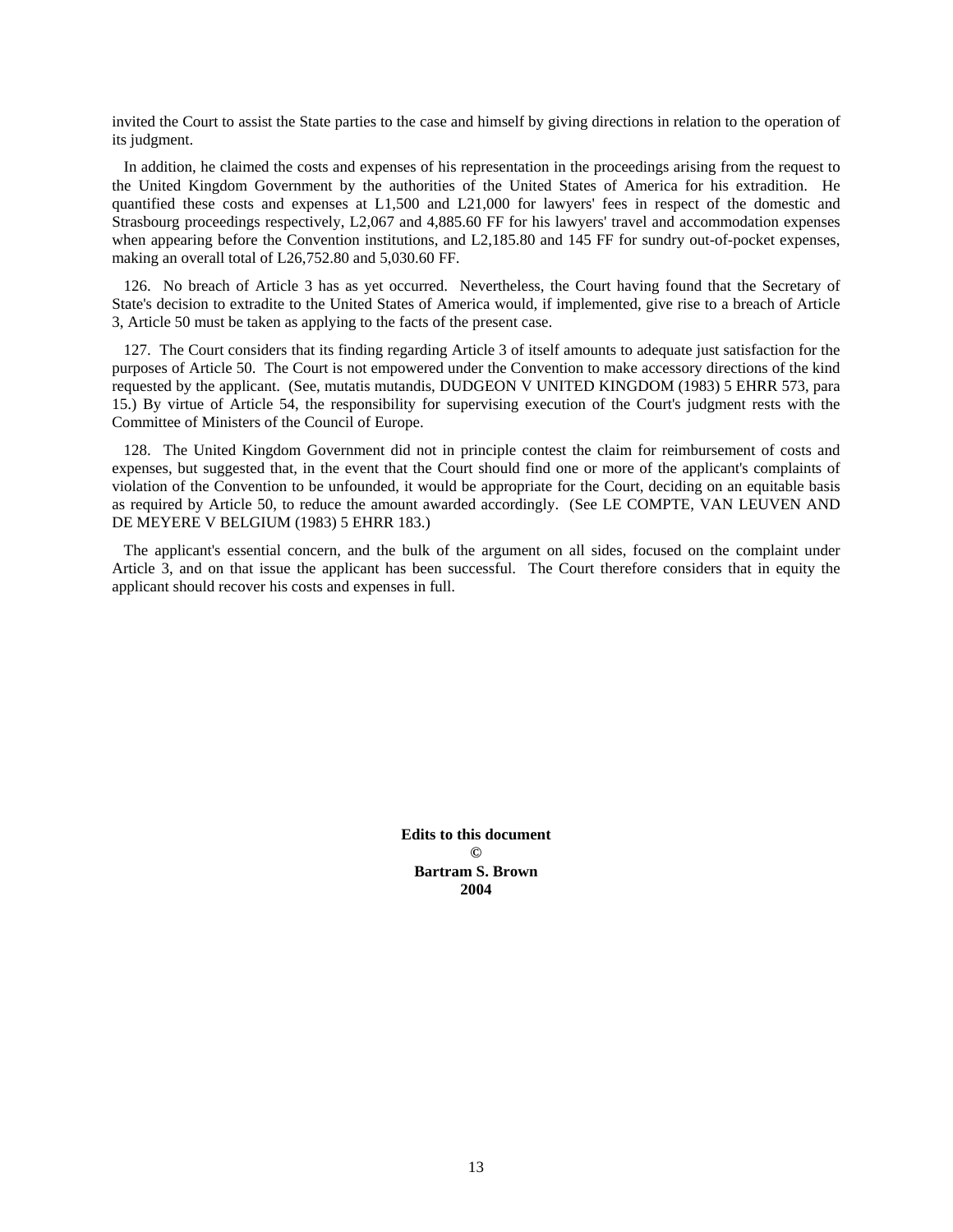invited the Court to assist the State parties to the case and himself by giving directions in relation to the operation of its judgment.

In addition, he claimed the costs and expenses of his representation in the proceedings arising from the request to the United Kingdom Government by the authorities of the United States of America for his extradition. He quantified these costs and expenses at L1,500 and L21,000 for lawyers' fees in respect of the domestic and Strasbourg proceedings respectively, L2,067 and 4,885.60 FF for his lawyers' travel and accommodation expenses when appearing before the Convention institutions, and L2,185.80 and 145 FF for sundry out-of-pocket expenses, making an overall total of L26,752.80 and 5,030.60 FF.

126. No breach of Article 3 has as yet occurred. Nevertheless, the Court having found that the Secretary of State's decision to extradite to the United States of America would, if implemented, give rise to a breach of Article 3, Article 50 must be taken as applying to the facts of the present case.

127. The Court considers that its finding regarding Article 3 of itself amounts to adequate just satisfaction for the purposes of Article 50. The Court is not empowered under the Convention to make accessory directions of the kind requested by the applicant. (See, mutatis mutandis, DUDGEON V UNITED KINGDOM (1983) 5 EHRR 573, para 15.) By virtue of Article 54, the responsibility for supervising execution of the Court's judgment rests with the Committee of Ministers of the Council of Europe.

128. The United Kingdom Government did not in principle contest the claim for reimbursement of costs and expenses, but suggested that, in the event that the Court should find one or more of the applicant's complaints of violation of the Convention to be unfounded, it would be appropriate for the Court, deciding on an equitable basis as required by Article 50, to reduce the amount awarded accordingly. (See LE COMPTE, VAN LEUVEN AND DE MEYERE V BELGIUM (1983) 5 EHRR 183.)

The applicant's essential concern, and the bulk of the argument on all sides, focused on the complaint under Article 3, and on that issue the applicant has been successful. The Court therefore considers that in equity the applicant should recover his costs and expenses in full.

**Edits to this document**
**©**
**Bartram S. Brown**
**2004**